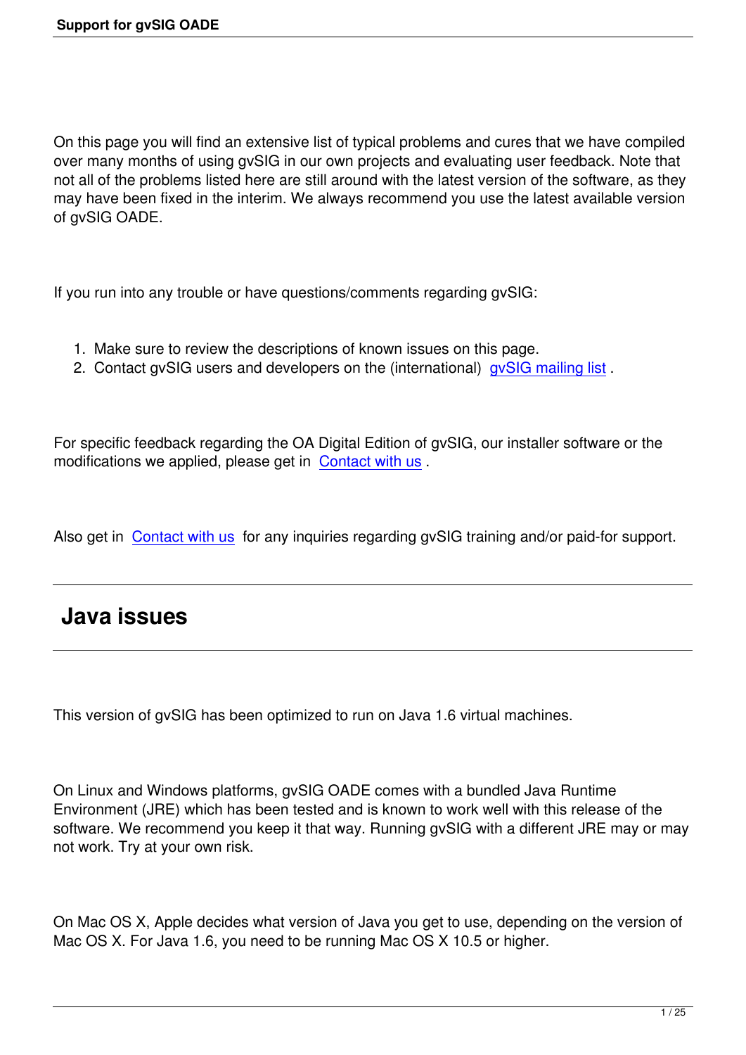On this page you will find an extensive list of typical problems and cures that we have compiled over many months of using gvSIG in our own projects and evaluating user feedback. Note that not all of the problems listed here are still around with the latest version of the software, as they may have been fixed in the interim. We always recommend you use the latest available version of gvSIG OADE.

If you run into any trouble or have questions/comments regarding gvSIG:

1. Make sure to review the descriptions of known issues on this page.
2. Contact gvSIG users and developers on the (international) gvSIG mailing list .

For specific feedback regarding the OA Digital Edition of gvSIG, our installer software or the modifications we applied, please get in Contact with us .

Also get in Contact with us for any inquiries regarding gvSIG training and/or paid-for support.

## Java issues

This version of gvSIG has been optimized to run on Java 1.6 virtual machines.

On Linux and Windows platforms, gvSIG OADE comes with a bundled Java Runtime Environment (JRE) which has been tested and is known to work well with this release of the software. We recommend you keep it that way. Running gvSIG with a different JRE may or may not work. Try at your own risk.

On Mac OS X, Apple decides what version of Java you get to use, depending on the version of Mac OS X. For Java 1.6, you need to be running Mac OS X 10.5 or higher.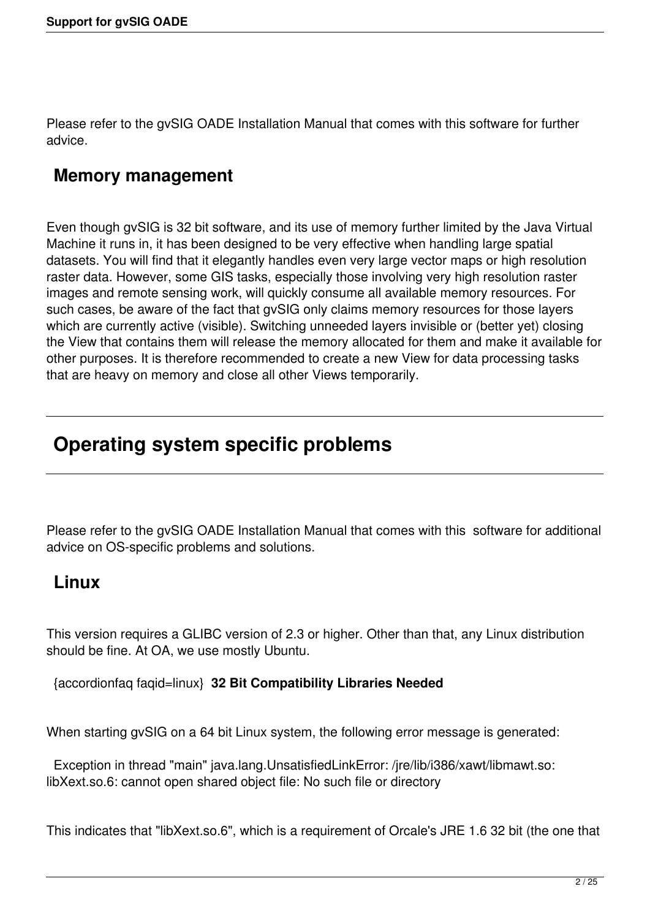Please refer to the gvSIG OADE Installation Manual that comes with this software for further advice.

## Memory management

Even though gvSIG is 32 bit software, and its use of memory further limited by the Java Virtual Machine it runs in, it has been designed to be very effective when handling large spatial datasets. You will find that it elegantly handles even very large vector maps or high resolution raster data. However, some GIS tasks, especially those involving very high resolution raster images and remote sensing work, will quickly consume all available memory resources. For such cases, be aware of the fact that gvSIG only claims memory resources for those layers which are currently active (visible). Switching unneeded layers invisible or (better yet) closing the View that contains them will release the memory allocated for them and make it available for other purposes. It is therefore recommended to create a new View for data processing tasks that are heavy on memory and close all other Views temporarily.

---

# Operating system specific problems

---

Please refer to the gvSIG OADE Installation Manual that comes with this software for additional advice on OS-specific problems and solutions.

## Linux

This version requires a GLIBC version of 2.3 or higher. Other than that, any Linux distribution should be fine. At OA, we use mostly Ubuntu.

{accordionfaq faqid=linux} **32 Bit Compatibility Libraries Needed**

When starting gvSIG on a 64 bit Linux system, the following error message is generated:

Exception in thread "main" java.lang.UnsatisfiedLinkError: /jre/lib/i386/xawt/libmawt.so: libXext.so.6: cannot open shared object file: No such file or directory

This indicates that "libXext.so.6", which is a requirement of Orcale's JRE 1.6 32 bit (the one that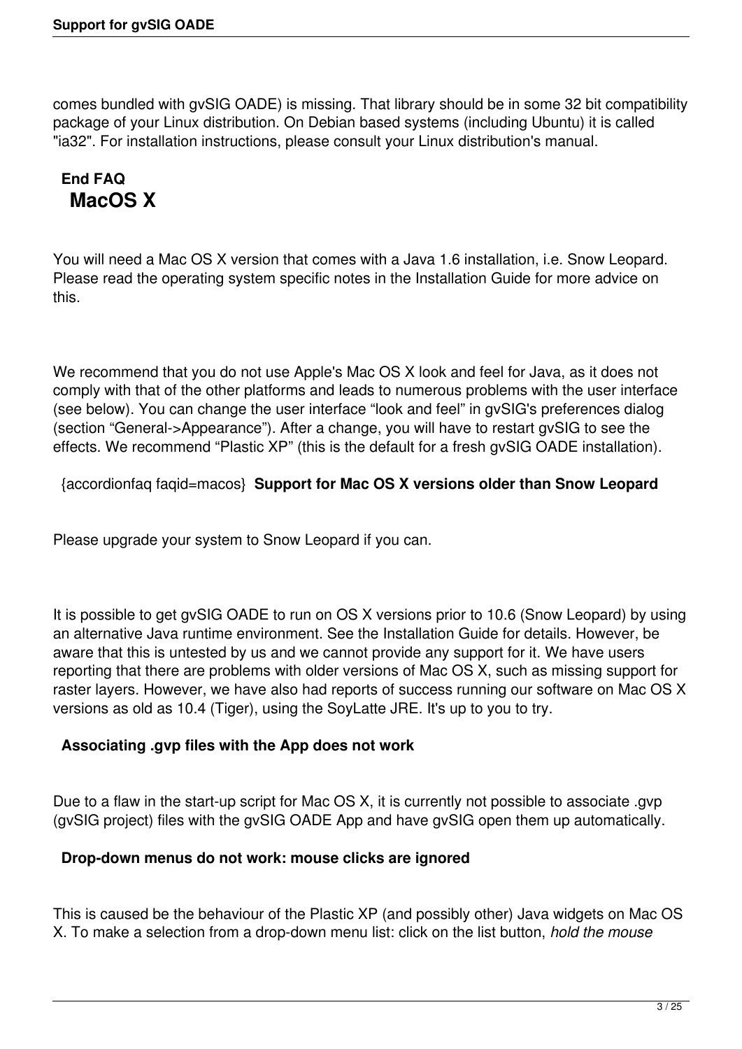comes bundled with gvSIG OADE) is missing. That library should be in some 32 bit compatibility package of your Linux distribution. On Debian based systems (including Ubuntu) it is called "ia32". For installation instructions, please consult your Linux distribution's manual.

**End FAQ**

## MacOS X

You will need a Mac OS X version that comes with a Java 1.6 installation, i.e. Snow Leopard. Please read the operating system specific notes in the Installation Guide for more advice on this.

We recommend that you do not use Apple's Mac OS X look and feel for Java, as it does not comply with that of the other platforms and leads to numerous problems with the user interface (see below). You can change the user interface “look and feel” in gvSIG's preferences dialog (section “General->Appearance”). After a change, you will have to restart gvSIG to see the effects. We recommend “Plastic XP” (this is the default for a fresh gvSIG OADE installation).

{accordionfaq faqid=macos} **Support for Mac OS X versions older than Snow Leopard**

Please upgrade your system to Snow Leopard if you can.

It is possible to get gvSIG OADE to run on OS X versions prior to 10.6 (Snow Leopard) by using an alternative Java runtime environment. See the Installation Guide for details. However, be aware that this is untested by us and we cannot provide any support for it. We have users reporting that there are problems with older versions of Mac OS X, such as missing support for raster layers. However, we have also had reports of success running our software on Mac OS X versions as old as 10.4 (Tiger), using the SoyLatte JRE. It's up to you to try.

**Associating .gvp files with the App does not work**

Due to a flaw in the start-up script for Mac OS X, it is currently not possible to associate .gvp (gvSIG project) files with the gvSIG OADE App and have gvSIG open them up automatically.

**Drop-down menus do not work: mouse clicks are ignored**

This is caused be the behaviour of the Plastic XP (and possibly other) Java widgets on Mac OS X. To make a selection from a drop-down menu list: click on the list button, *hold the mouse*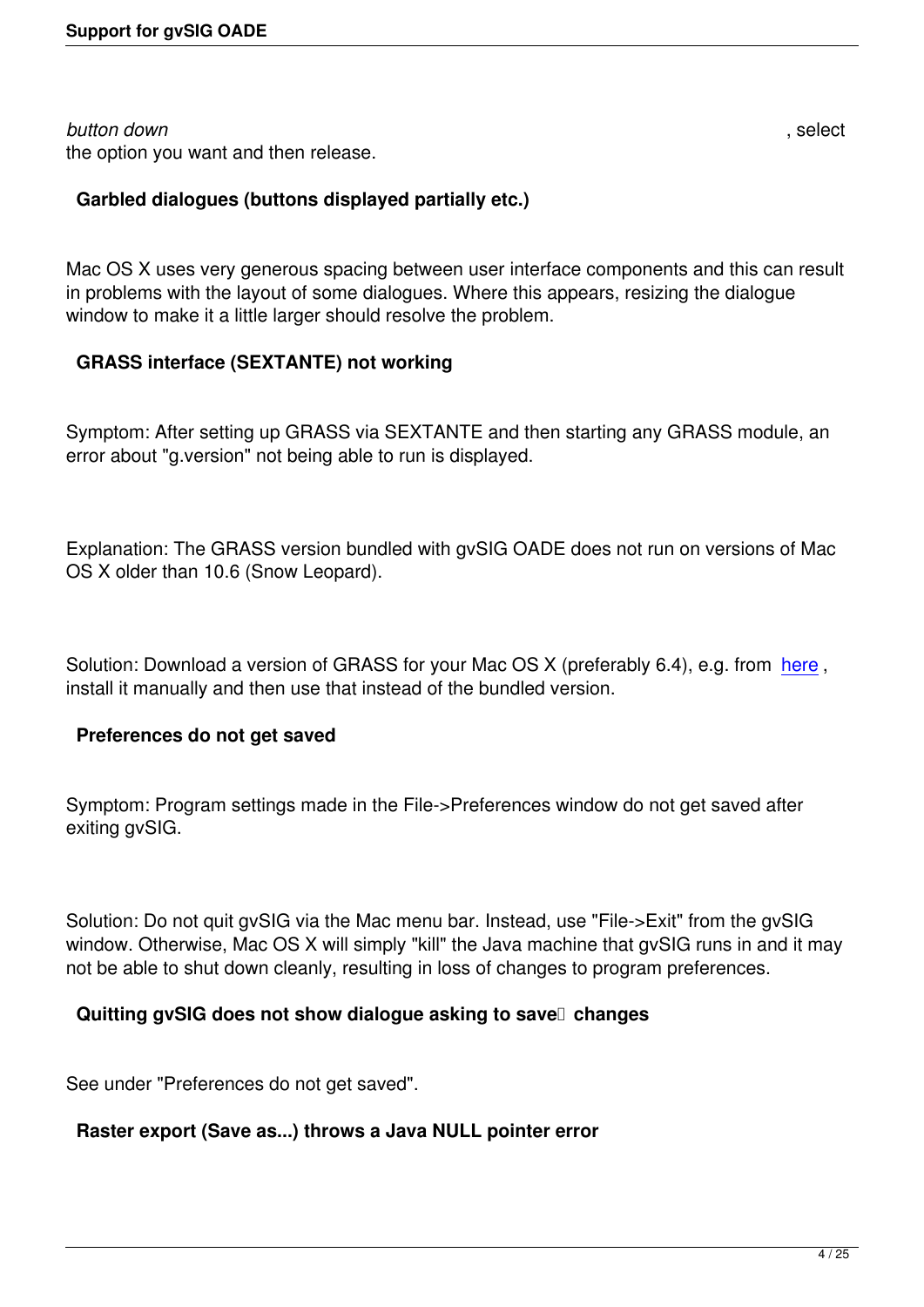*button down* , select the option you want and then release.

### Garbled dialogues (buttons displayed partially etc.)

Mac OS X uses very generous spacing between user interface components and this can result in problems with the layout of some dialogues. Where this appears, resizing the dialogue window to make it a little larger should resolve the problem.

### GRASS interface (SEXTANTE) not working

Symptom: After setting up GRASS via SEXTANTE and then starting any GRASS module, an error about "g.version" not being able to run is displayed.

Explanation: The GRASS version bundled with gvSIG OADE does not run on versions of Mac OS X older than 10.6 (Snow Leopard).

Solution: Download a version of GRASS for your Mac OS X (preferably 6.4), e.g. from here , install it manually and then use that instead of the bundled version.

### Preferences do not get saved

Symptom: Program settings made in the File->Preferences window do not get saved after exiting gvSIG.

Solution: Do not quit gvSIG via the Mac menu bar. Instead, use "File->Exit" from the gvSIG window. Otherwise, Mac OS X will simply "kill" the Java machine that gvSIG runs in and it may not be able to shut down cleanly, resulting in loss of changes to program preferences.

### Quitting gvSIG does not show dialogue asking to save changes

See under "Preferences do not get saved".

### Raster export (Save as...) throws a Java NULL pointer error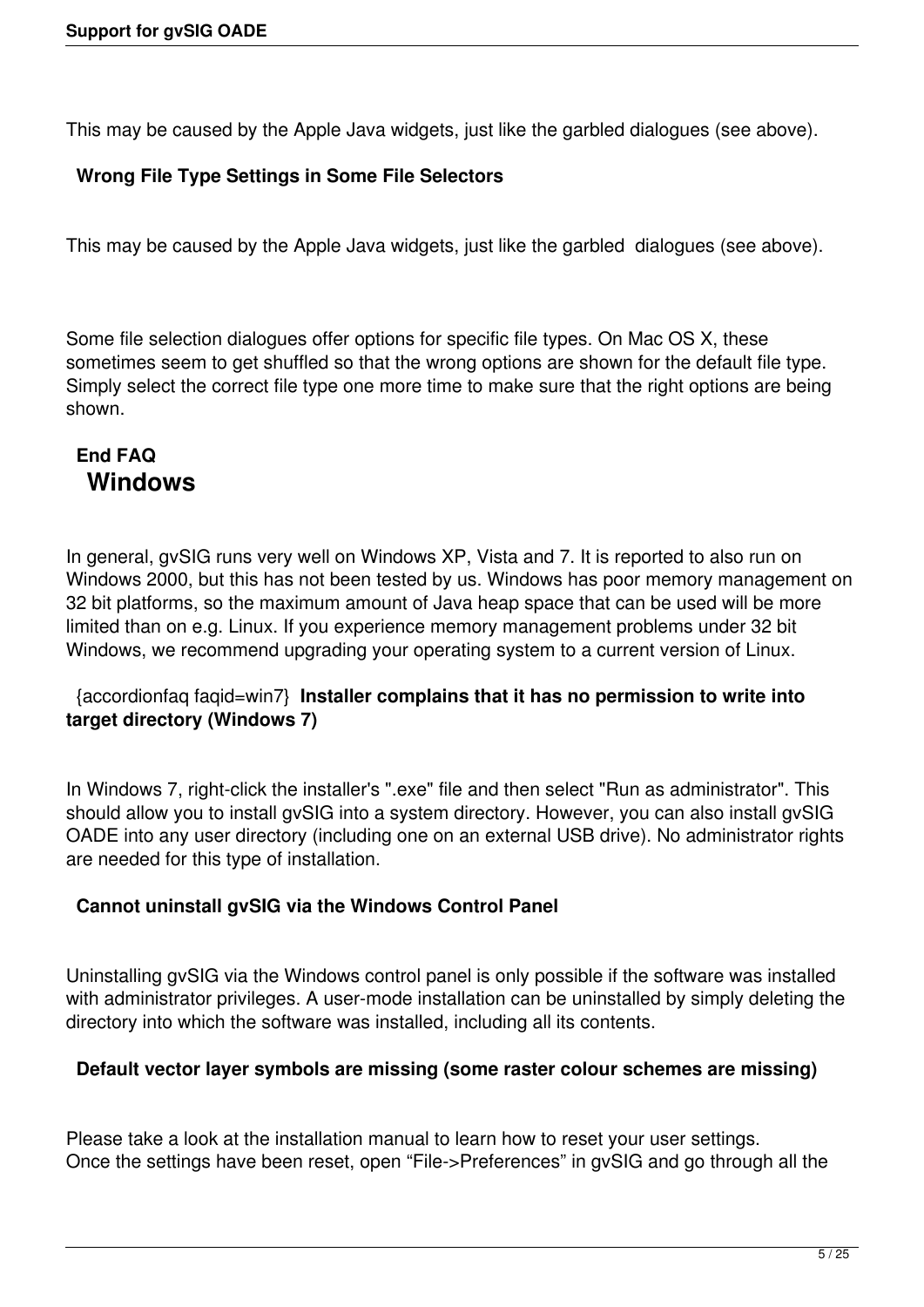This may be caused by the Apple Java widgets, just like the garbled dialogues (see above).

**Wrong File Type Settings in Some File Selectors**

This may be caused by the Apple Java widgets, just like the garbled dialogues (see above).

Some file selection dialogues offer options for specific file types. On Mac OS X, these sometimes seem to get shuffled so that the wrong options are shown for the default file type. Simply select the correct file type one more time to make sure that the right options are being shown.

**End FAQ**

## Windows

In general, gvSIG runs very well on Windows XP, Vista and 7. It is reported to also run on Windows 2000, but this has not been tested by us. Windows has poor memory management on 32 bit platforms, so the maximum amount of Java heap space that can be used will be more limited than on e.g. Linux. If you experience memory management problems under 32 bit Windows, we recommend upgrading your operating system to a current version of Linux.

{accordionfaq faqid=win7} **Installer complains that it has no permission to write into target directory (Windows 7)**

In Windows 7, right-click the installer's ".exe" file and then select "Run as administrator". This should allow you to install gvSIG into a system directory. However, you can also install gvSIG OADE into any user directory (including one on an external USB drive). No administrator rights are needed for this type of installation.

**Cannot uninstall gvSIG via the Windows Control Panel**

Uninstalling gvSIG via the Windows control panel is only possible if the software was installed with administrator privileges. A user-mode installation can be uninstalled by simply deleting the directory into which the software was installed, including all its contents.

**Default vector layer symbols are missing (some raster colour schemes are missing)**

Please take a look at the installation manual to learn how to reset your user settings.
Once the settings have been reset, open "File->Preferences" in gvSIG and go through all the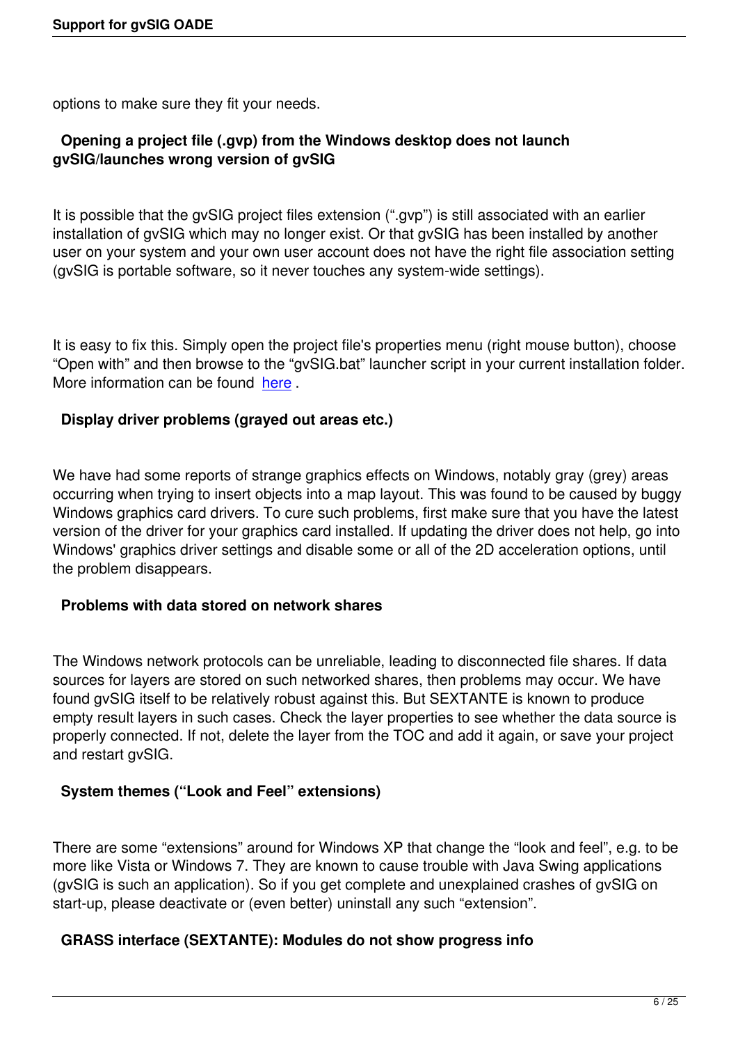options to make sure they fit your needs.

## Opening a project file (.gvp) from the Windows desktop does not launch gvSIG/launches wrong version of gvSIG

It is possible that the gvSIG project files extension (".gvp") is still associated with an earlier installation of gvSIG which may no longer exist. Or that gvSIG has been installed by another user on your system and your own user account does not have the right file association setting (gvSIG is portable software, so it never touches any system-wide settings).

It is easy to fix this. Simply open the project file's properties menu (right mouse button), choose "Open with" and then browse to the "gvSIG.bat" launcher script in your current installation folder. More information can be found here .

## Display driver problems (grayed out areas etc.)

We have had some reports of strange graphics effects on Windows, notably gray (grey) areas occurring when trying to insert objects into a map layout. This was found to be caused by buggy Windows graphics card drivers. To cure such problems, first make sure that you have the latest version of the driver for your graphics card installed. If updating the driver does not help, go into Windows' graphics driver settings and disable some or all of the 2D acceleration options, until the problem disappears.

## Problems with data stored on network shares

The Windows network protocols can be unreliable, leading to disconnected file shares. If data sources for layers are stored on such networked shares, then problems may occur. We have found gvSIG itself to be relatively robust against this. But SEXTANTE is known to produce empty result layers in such cases. Check the layer properties to see whether the data source is properly connected. If not, delete the layer from the TOC and add it again, or save your project and restart gvSIG.

## System themes ("Look and Feel" extensions)

There are some "extensions" around for Windows XP that change the "look and feel", e.g. to be more like Vista or Windows 7. They are known to cause trouble with Java Swing applications (gvSIG is such an application). So if you get complete and unexplained crashes of gvSIG on start-up, please deactivate or (even better) uninstall any such "extension".

## GRASS interface (SEXTANTE): Modules do not show progress info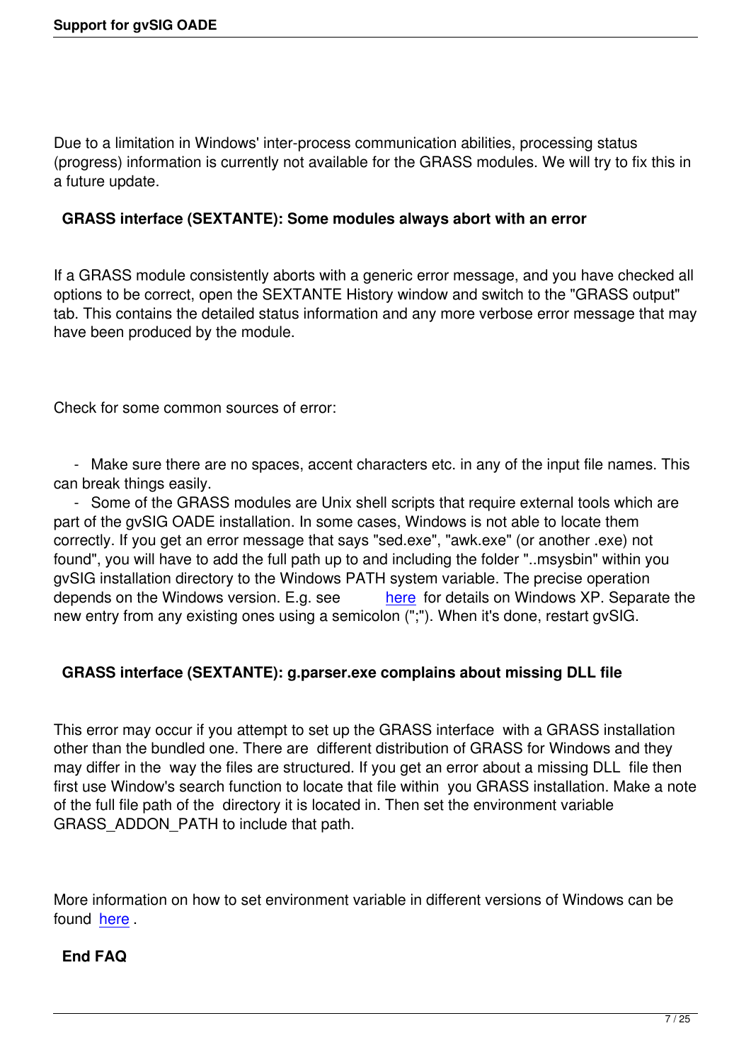Due to a limitation in Windows' inter-process communication abilities, processing status (progress) information is currently not available for the GRASS modules. We will try to fix this in a future update.

### GRASS interface (SEXTANTE): Some modules always abort with an error

If a GRASS module consistently aborts with a generic error message, and you have checked all options to be correct, open the SEXTANTE History window and switch to the "GRASS output" tab. This contains the detailed status information and any more verbose error message that may have been produced by the module.

Check for some common sources of error:

- Make sure there are no spaces, accent characters etc. in any of the input file names. This can break things easily.
- Some of the GRASS modules are Unix shell scripts that require external tools which are part of the gvSIG OADE installation. In some cases, Windows is not able to locate them correctly. If you get an error message that says "sed.exe", "awk.exe" (or another .exe) not found", you will have to add the full path up to and including the folder "..msysbin" within you gvSIG installation directory to the Windows PATH system variable. The precise operation depends on the Windows version. E.g. see here for details on Windows XP. Separate the new entry from any existing ones using a semicolon (";"). When it's done, restart gvSIG.

### GRASS interface (SEXTANTE): g.parser.exe complains about missing DLL file

This error may occur if you attempt to set up the GRASS interface with a GRASS installation other than the bundled one. There are different distribution of GRASS for Windows and they may differ in the way the files are structured. If you get an error about a missing DLL file then first use Window's search function to locate that file within you GRASS installation. Make a note of the full file path of the directory it is located in. Then set the environment variable GRASS_ADDON_PATH to include that path.

More information on how to set environment variable in different versions of Windows can be found here .

### End FAQ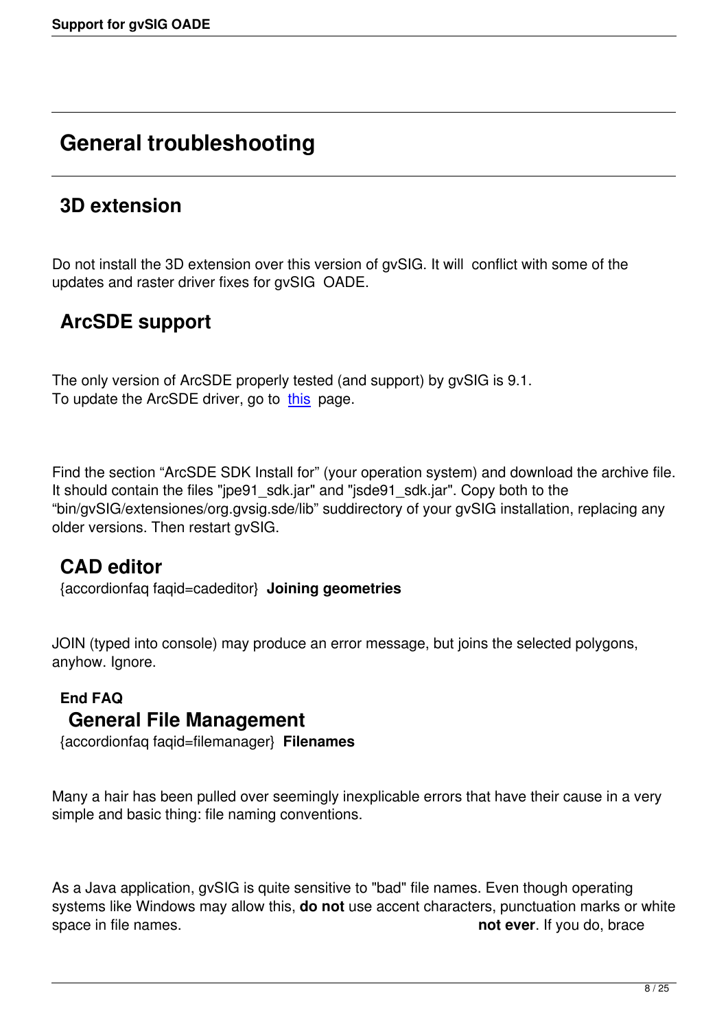# General troubleshooting

## 3D extension

Do not install the 3D extension over this version of gvSIG. It will conflict with some of the updates and raster driver fixes for gvSIG OADE.

## ArcSDE support

The only version of ArcSDE properly tested (and support) by gvSIG is 9.1.
To update the ArcSDE driver, go to [this](this) page.

Find the section "ArcSDE SDK Install for" (your operation system) and download the archive file. It should contain the files "jpe91_sdk.jar" and "jsde91_sdk.jar". Copy both to the "bin/gvSIG/extensiones/org.gvsig.sde/lib" suddirectory of your gvSIG installation, replacing any older versions. Then restart gvSIG.

## CAD editor

{accordionfaq faqid=cadeditor} **Joining geometries**

JOIN (typed into console) may produce an error message, but joins the selected polygons, anyhow. Ignore.

**End FAQ**

## General File Management

{accordionfaq faqid=filemanager} **Filenames**

Many a hair has been pulled over seemingly inexplicable errors that have their cause in a very simple and basic thing: file naming conventions.

As a Java application, gvSIG is quite sensitive to "bad" file names. Even though operating systems like Windows may allow this, **do not** use accent characters, punctuation marks or white space in file names. **not ever**. If you do, brace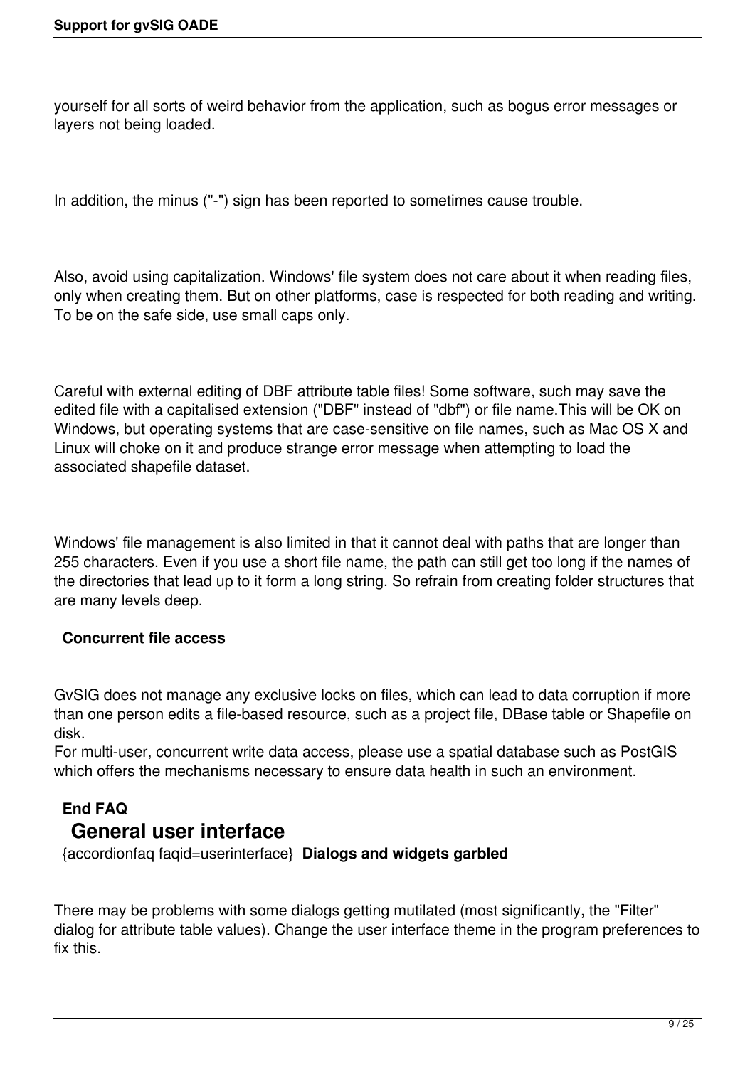yourself for all sorts of weird behavior from the application, such as bogus error messages or layers not being loaded.

In addition, the minus ("-") sign has been reported to sometimes cause trouble.

Also, avoid using capitalization. Windows' file system does not care about it when reading files, only when creating them. But on other platforms, case is respected for both reading and writing. To be on the safe side, use small caps only.

Careful with external editing of DBF attribute table files! Some software, such may save the edited file with a capitalised extension ("DBF" instead of "dbf") or file name.This will be OK on Windows, but operating systems that are case-sensitive on file names, such as Mac OS X and Linux will choke on it and produce strange error message when attempting to load the associated shapefile dataset.

Windows' file management is also limited in that it cannot deal with paths that are longer than 255 characters. Even if you use a short file name, the path can still get too long if the names of the directories that lead up to it form a long string. So refrain from creating folder structures that are many levels deep.

**Concurrent file access**

GvSIG does not manage any exclusive locks on files, which can lead to data corruption if more than one person edits a file-based resource, such as a project file, DBase table or Shapefile on disk.
For multi-user, concurrent write data access, please use a spatial database such as PostGIS which offers the mechanisms necessary to ensure data health in such an environment.

**End FAQ**

## General user interface

{accordionfaq faqid=userinterface} **Dialogs and widgets garbled**

There may be problems with some dialogs getting mutilated (most significantly, the "Filter" dialog for attribute table values). Change the user interface theme in the program preferences to fix this.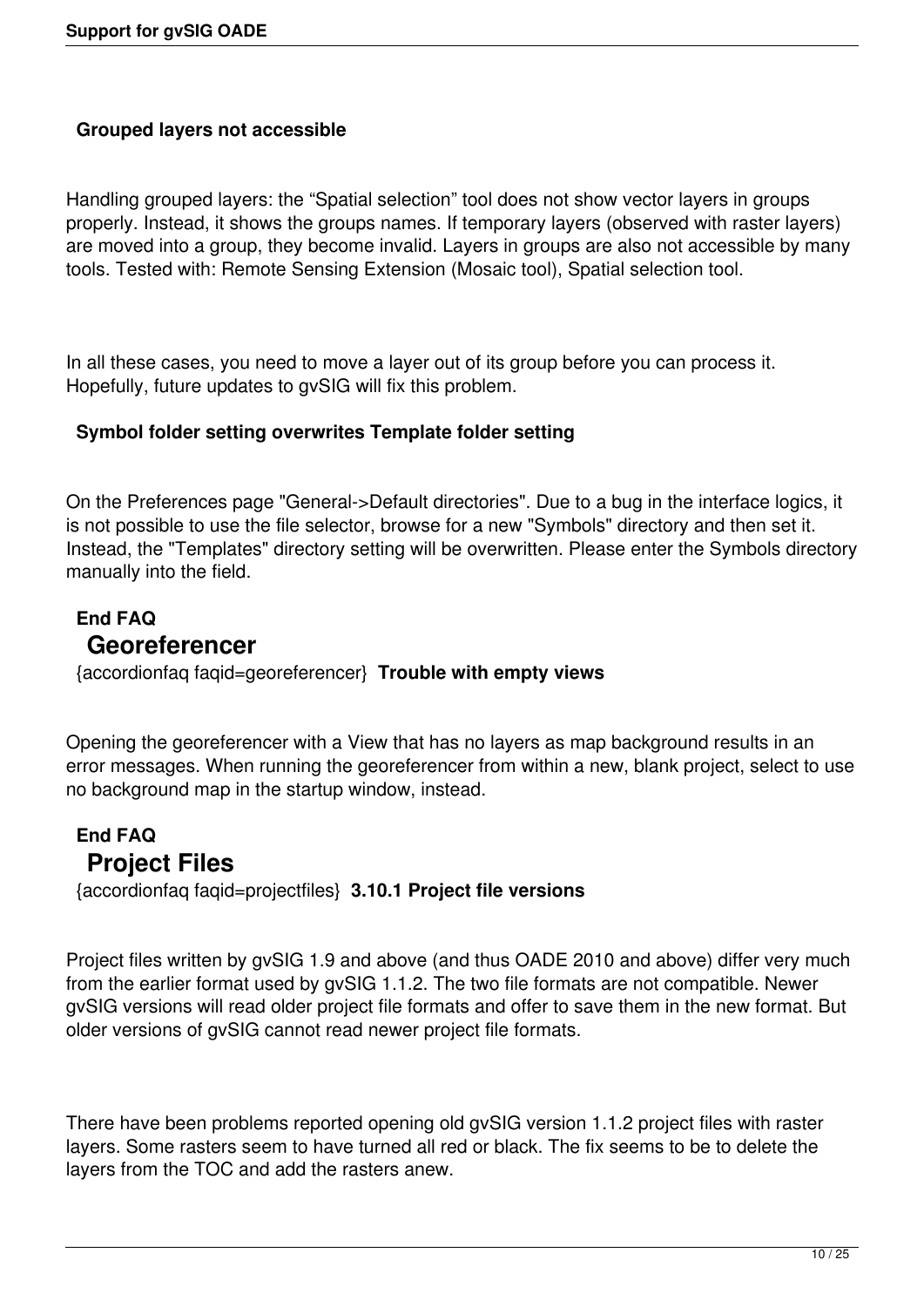**Grouped layers not accessible**

Handling grouped layers: the “Spatial selection” tool does not show vector layers in groups properly. Instead, it shows the groups names. If temporary layers (observed with raster layers) are moved into a group, they become invalid. Layers in groups are also not accessible by many tools. Tested with: Remote Sensing Extension (Mosaic tool), Spatial selection tool.

In all these cases, you need to move a layer out of its group before you can process it. Hopefully, future updates to gvSIG will fix this problem.

**Symbol folder setting overwrites Template folder setting**

On the Preferences page "General->Default directories". Due to a bug in the interface logics, it is not possible to use the file selector, browse for a new "Symbols" directory and then set it. Instead, the "Templates" directory setting will be overwritten. Please enter the Symbols directory manually into the field.

**End FAQ**

## Georeferencer

{accordionfaq faqid=georeferencer} **Trouble with empty views**

Opening the georeferencer with a View that has no layers as map background results in an error messages. When running the georeferencer from within a new, blank project, select to use no background map in the startup window, instead.

**End FAQ**

## Project Files

{accordionfaq faqid=projectfiles} **3.10.1 Project file versions**

Project files written by gvSIG 1.9 and above (and thus OADE 2010 and above) differ very much from the earlier format used by gvSIG 1.1.2. The two file formats are not compatible. Newer gvSIG versions will read older project file formats and offer to save them in the new format. But older versions of gvSIG cannot read newer project file formats.

There have been problems reported opening old gvSIG version 1.1.2 project files with raster layers. Some rasters seem to have turned all red or black. The fix seems to be to delete the layers from the TOC and add the rasters anew.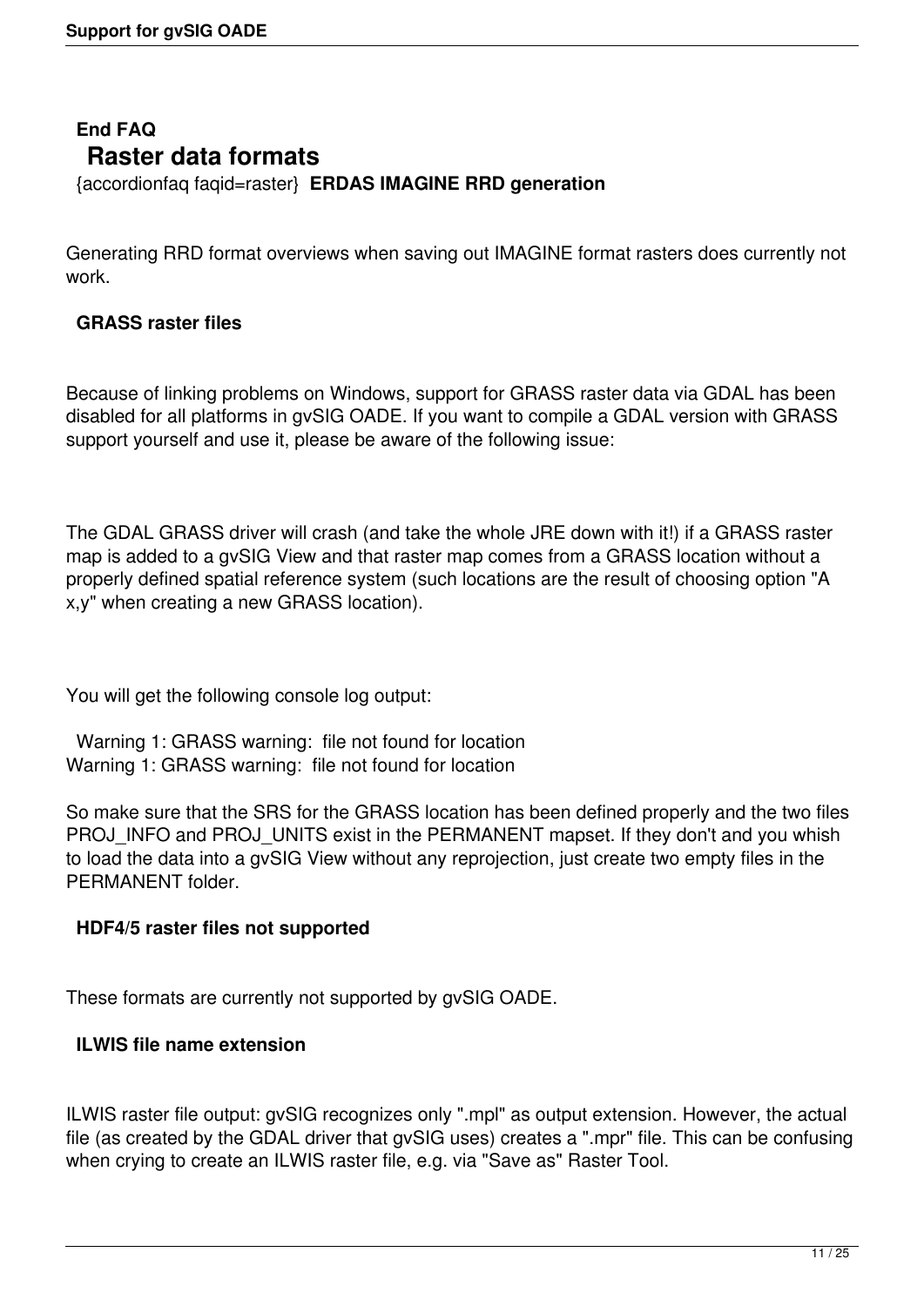**End FAQ**

## Raster data formats

{accordionfaq faqid=raster} **ERDAS IMAGINE RRD generation**

Generating RRD format overviews when saving out IMAGINE format rasters does currently not work.

**GRASS raster files**

Because of linking problems on Windows, support for GRASS raster data via GDAL has been disabled for all platforms in gvSIG OADE. If you want to compile a GDAL version with GRASS support yourself and use it, please be aware of the following issue:

The GDAL GRASS driver will crash (and take the whole JRE down with it!) if a GRASS raster map is added to a gvSIG View and that raster map comes from a GRASS location without a properly defined spatial reference system (such locations are the result of choosing option "A x,y" when creating a new GRASS location).

You will get the following console log output:

```
Warning 1: GRASS warning:  file not found for location
Warning 1: GRASS warning:  file not found for location
```

So make sure that the SRS for the GRASS location has been defined properly and the two files PROJ_INFO and PROJ_UNITS exist in the PERMANENT mapset. If they don't and you whish to load the data into a gvSIG View without any reprojection, just create two empty files in the PERMANENT folder.

**HDF4/5 raster files not supported**

These formats are currently not supported by gvSIG OADE.

**ILWIS file name extension**

ILWIS raster file output: gvSIG recognizes only ".mpl" as output extension. However, the actual file (as created by the GDAL driver that gvSIG uses) creates a ".mpr" file. This can be confusing when crying to create an ILWIS raster file, e.g. via "Save as" Raster Tool.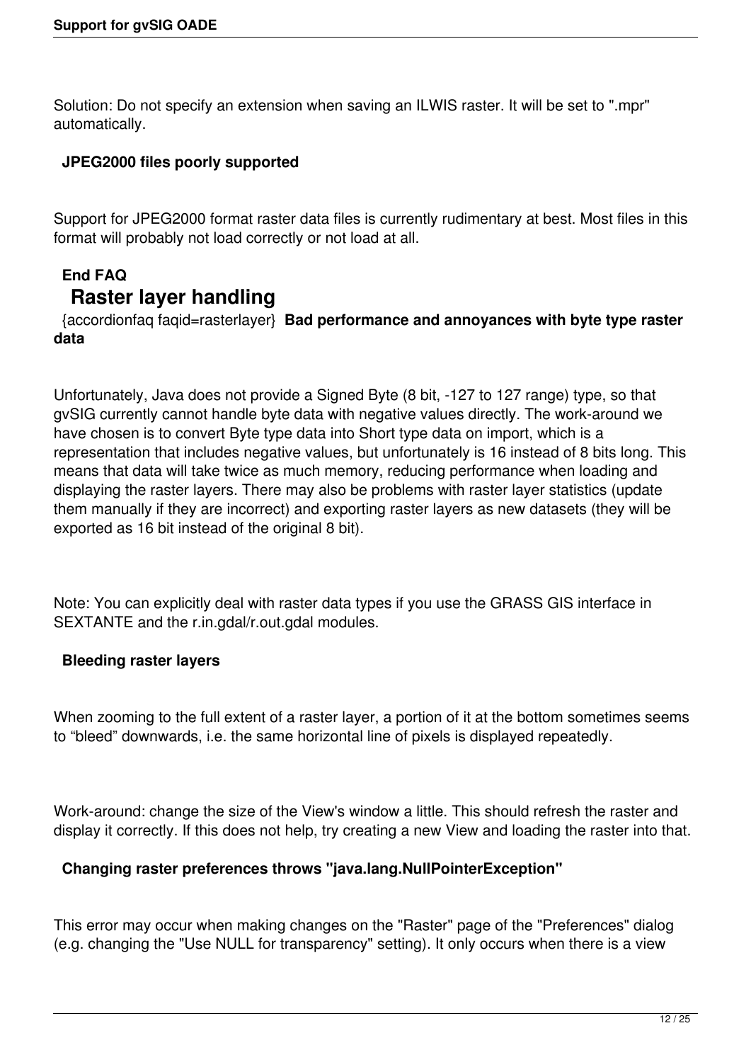Solution: Do not specify an extension when saving an ILWIS raster. It will be set to ".mpr" automatically.

**JPEG2000 files poorly supported**

Support for JPEG2000 format raster data files is currently rudimentary at best. Most files in this format will probably not load correctly or not load at all.

**End FAQ**

## Raster layer handling

{accordionfaq faqid=rasterlayer} **Bad performance and annoyances with byte type raster data**

Unfortunately, Java does not provide a Signed Byte (8 bit, -127 to 127 range) type, so that gvSIG currently cannot handle byte data with negative values directly. The work-around we have chosen is to convert Byte type data into Short type data on import, which is a representation that includes negative values, but unfortunately is 16 instead of 8 bits long. This means that data will take twice as much memory, reducing performance when loading and displaying the raster layers. There may also be problems with raster layer statistics (update them manually if they are incorrect) and exporting raster layers as new datasets (they will be exported as 16 bit instead of the original 8 bit).

Note: You can explicitly deal with raster data types if you use the GRASS GIS interface in SEXTANTE and the r.in.gdal/r.out.gdal modules.

**Bleeding raster layers**

When zooming to the full extent of a raster layer, a portion of it at the bottom sometimes seems to “bleed” downwards, i.e. the same horizontal line of pixels is displayed repeatedly.

Work-around: change the size of the View's window a little. This should refresh the raster and display it correctly. If this does not help, try creating a new View and loading the raster into that.

**Changing raster preferences throws "java.lang.NullPointerException"**

This error may occur when making changes on the "Raster" page of the "Preferences" dialog (e.g. changing the "Use NULL for transparency" setting). It only occurs when there is a view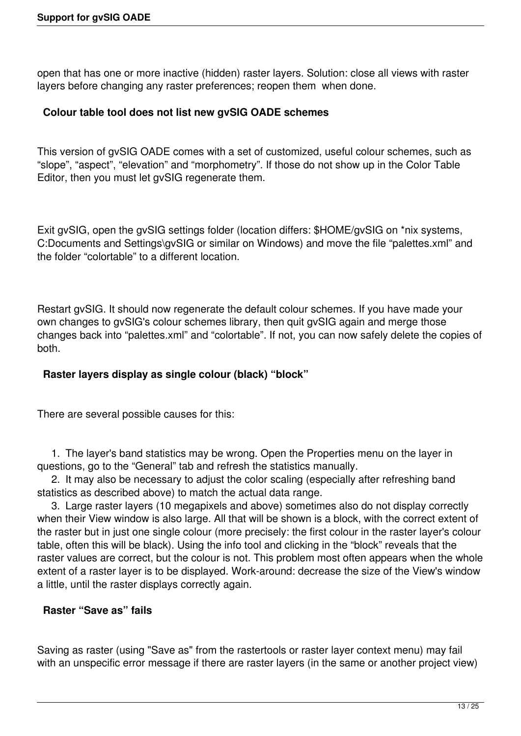open that has one or more inactive (hidden) raster layers. Solution: close all views with raster layers before changing any raster preferences; reopen them when done.

### Colour table tool does not list new gvSIG OADE schemes

This version of gvSIG OADE comes with a set of customized, useful colour schemes, such as “slope”, “aspect”, “elevation” and “morphometry”. If those do not show up in the Color Table Editor, then you must let gvSIG regenerate them.

Exit gvSIG, open the gvSIG settings folder (location differs: $HOME/gvSIG on *nix systems, C:Documents and Settings\gvSIG or similar on Windows) and move the file “palettes.xml” and the folder “colortable” to a different location.

Restart gvSIG. It should now regenerate the default colour schemes. If you have made your own changes to gvSIG's colour schemes library, then quit gvSIG again and merge those changes back into “palettes.xml” and “colortable”. If not, you can now safely delete the copies of both.

### Raster layers display as single colour (black) “block”

There are several possible causes for this:

1. The layer's band statistics may be wrong. Open the Properties menu on the layer in questions, go to the “General” tab and refresh the statistics manually.
2. It may also be necessary to adjust the color scaling (especially after refreshing band statistics as described above) to match the actual data range.
3. Large raster layers (10 megapixels and above) sometimes also do not display correctly when their View window is also large. All that will be shown is a block, with the correct extent of the raster but in just one single colour (more precisely: the first colour in the raster layer's colour table, often this will be black). Using the info tool and clicking in the “block” reveals that the raster values are correct, but the colour is not. This problem most often appears when the whole extent of a raster layer is to be displayed. Work-around: decrease the size of the View's window a little, until the raster displays correctly again.

### Raster “Save as” fails

Saving as raster (using "Save as" from the rastertools or raster layer context menu) may fail with an unspecific error message if there are raster layers (in the same or another project view)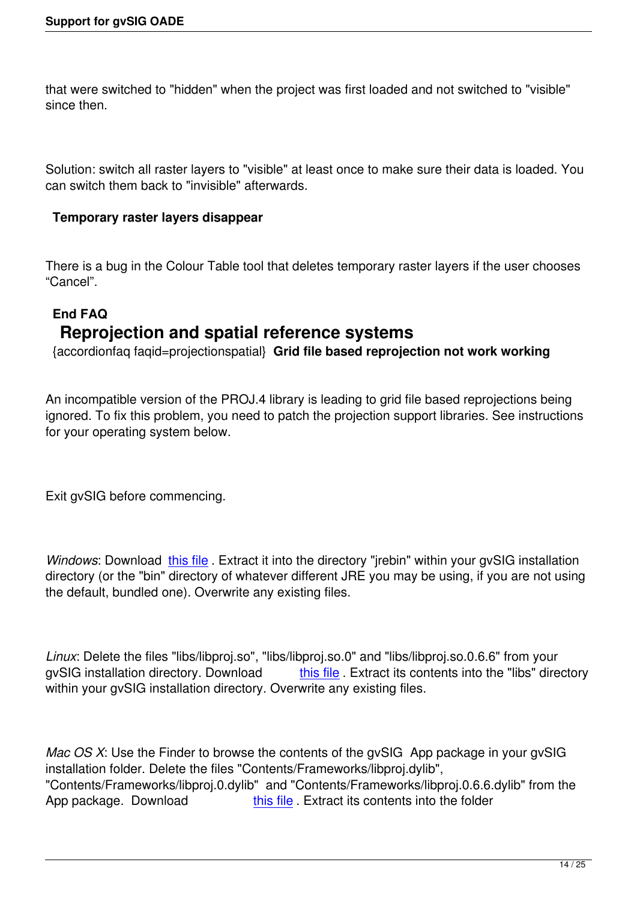that were switched to "hidden" when the project was first loaded and not switched to "visible" since then.

Solution: switch all raster layers to "visible" at least once to make sure their data is loaded. You can switch them back to "invisible" afterwards.

**Temporary raster layers disappear**

There is a bug in the Colour Table tool that deletes temporary raster layers if the user chooses “Cancel”.

**End FAQ**

## Reprojection and spatial reference systems

{accordionfaq faqid=projectionspatial} **Grid file based reprojection not work working**

An incompatible version of the PROJ.4 library is leading to grid file based reprojections being ignored. To fix this problem, you need to patch the projection support libraries. See instructions for your operating system below.

Exit gvSIG before commencing.

*Windows*: Download this file . Extract it into the directory "jrebin" within your gvSIG installation directory (or the "bin" directory of whatever different JRE you may be using, if you are not using the default, bundled one). Overwrite any existing files.

*Linux*: Delete the files "libs/libproj.so", "libs/libproj.so.0" and "libs/libproj.so.0.6.6" from your gvSIG installation directory. Download this file . Extract its contents into the "libs" directory within your gvSIG installation directory. Overwrite any existing files.

*Mac OS X*: Use the Finder to browse the contents of the gvSIG App package in your gvSIG installation folder. Delete the files "Contents/Frameworks/libproj.dylib", "Contents/Frameworks/libproj.0.dylib" and "Contents/Frameworks/libproj.0.6.6.dylib" from the App package. Download this file . Extract its contents into the folder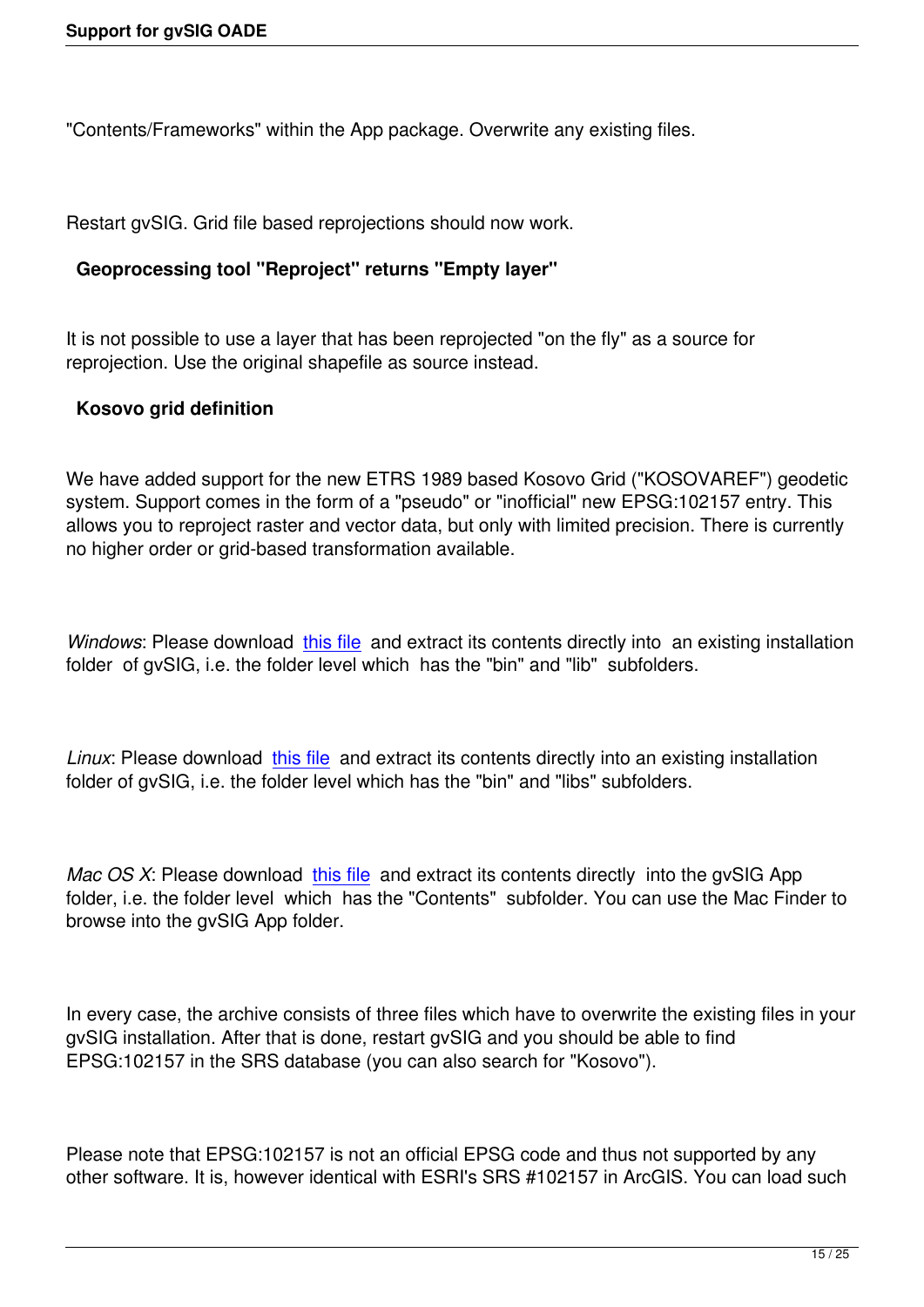"Contents/Frameworks" within the App package. Overwrite any existing files.

Restart gvSIG. Grid file based reprojections should now work.

### Geoprocessing tool "Reproject" returns "Empty layer"

It is not possible to use a layer that has been reprojected "on the fly" as a source for reprojection. Use the original shapefile as source instead.

### Kosovo grid definition

We have added support for the new ETRS 1989 based Kosovo Grid ("KOSOVAREF") geodetic system. Support comes in the form of a "pseudo" or "inofficial" new EPSG:102157 entry. This allows you to reproject raster and vector data, but only with limited precision. There is currently no higher order or grid-based transformation available.

*Windows*: Please download this file and extract its contents directly into an existing installation folder of gvSIG, i.e. the folder level which has the "bin" and "lib" subfolders.

*Linux*: Please download this file and extract its contents directly into an existing installation folder of gvSIG, i.e. the folder level which has the "bin" and "libs" subfolders.

*Mac OS X*: Please download this file and extract its contents directly into the gvSIG App folder, i.e. the folder level which has the "Contents" subfolder. You can use the Mac Finder to browse into the gvSIG App folder.

In every case, the archive consists of three files which have to overwrite the existing files in your gvSIG installation. After that is done, restart gvSIG and you should be able to find EPSG:102157 in the SRS database (you can also search for "Kosovo").

Please note that EPSG:102157 is not an official EPSG code and thus not supported by any other software. It is, however identical with ESRI's SRS #102157 in ArcGIS. You can load such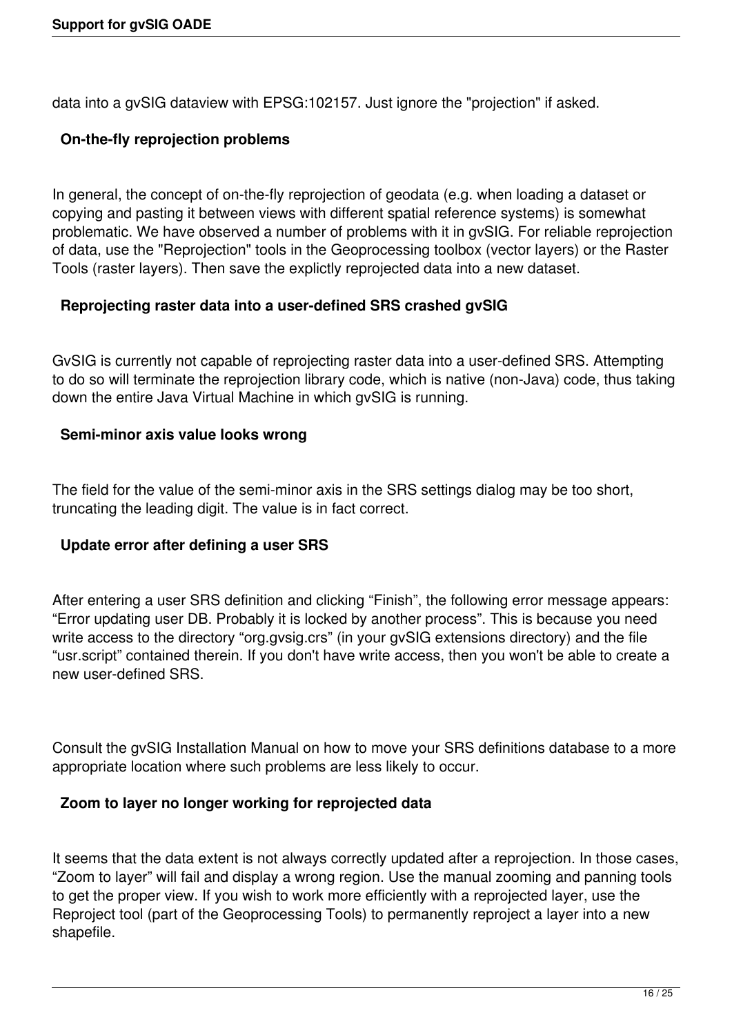data into a gvSIG dataview with EPSG:102157. Just ignore the "projection" if asked.

### On-the-fly reprojection problems

In general, the concept of on-the-fly reprojection of geodata (e.g. when loading a dataset or copying and pasting it between views with different spatial reference systems) is somewhat problematic. We have observed a number of problems with it in gvSIG. For reliable reprojection of data, use the "Reprojection" tools in the Geoprocessing toolbox (vector layers) or the Raster Tools (raster layers). Then save the explictly reprojected data into a new dataset.

### Reprojecting raster data into a user-defined SRS crashed gvSIG

GvSIG is currently not capable of reprojecting raster data into a user-defined SRS. Attempting to do so will terminate the reprojection library code, which is native (non-Java) code, thus taking down the entire Java Virtual Machine in which gvSIG is running.

### Semi-minor axis value looks wrong

The field for the value of the semi-minor axis in the SRS settings dialog may be too short, truncating the leading digit. The value is in fact correct.

### Update error after defining a user SRS

After entering a user SRS definition and clicking “Finish”, the following error message appears: “Error updating user DB. Probably it is locked by another process”. This is because you need write access to the directory “org.gvsig.crs” (in your gvSIG extensions directory) and the file “usr.script” contained therein. If you don't have write access, then you won't be able to create a new user-defined SRS.

Consult the gvSIG Installation Manual on how to move your SRS definitions database to a more appropriate location where such problems are less likely to occur.

### Zoom to layer no longer working for reprojected data

It seems that the data extent is not always correctly updated after a reprojection. In those cases, “Zoom to layer” will fail and display a wrong region. Use the manual zooming and panning tools to get the proper view. If you wish to work more efficiently with a reprojected layer, use the Reproject tool (part of the Geoprocessing Tools) to permanently reproject a layer into a new shapefile.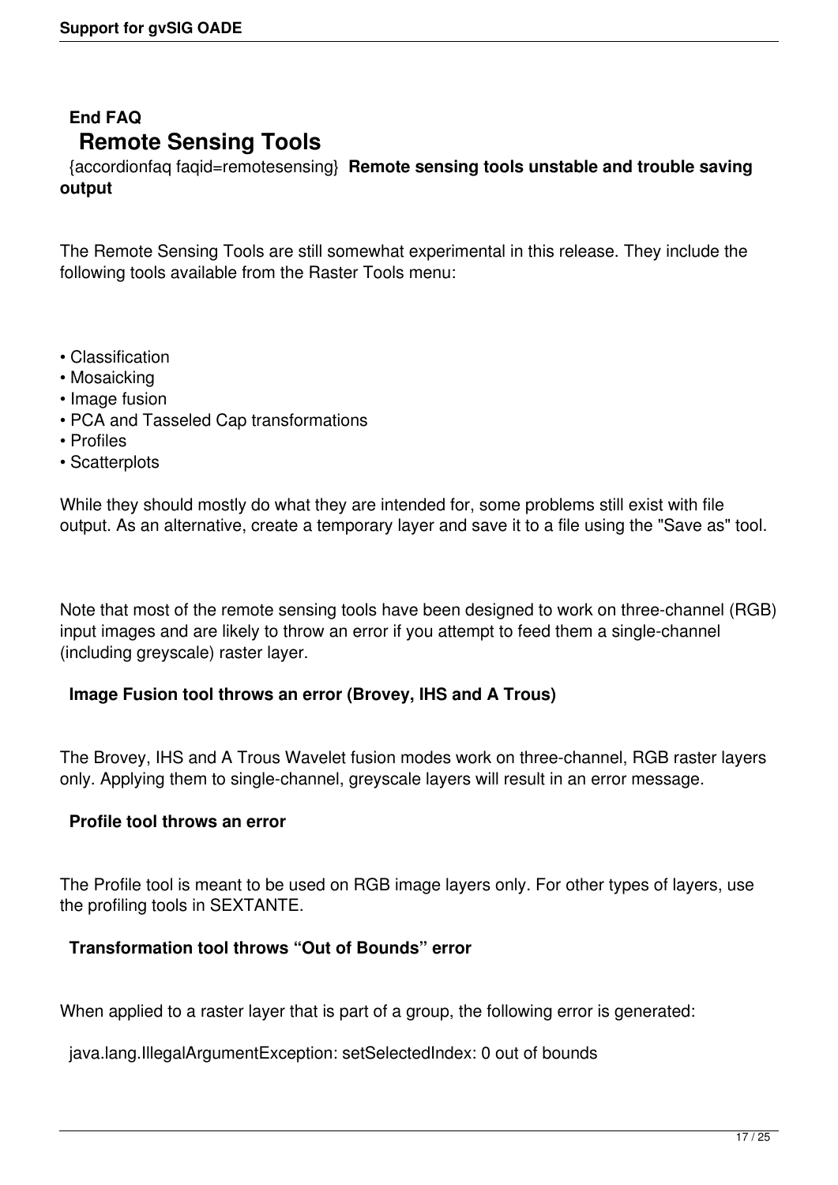**End FAQ**

# Remote Sensing Tools

{accordionfaq faqid=remotesensing} **Remote sensing tools unstable and trouble saving output**

The Remote Sensing Tools are still somewhat experimental in this release. They include the following tools available from the Raster Tools menu:

- Classification
- Mosaicking
- Image fusion
- PCA and Tasseled Cap transformations
- Profiles
- Scatterplots

While they should mostly do what they are intended for, some problems still exist with file output. As an alternative, create a temporary layer and save it to a file using the "Save as" tool.

Note that most of the remote sensing tools have been designed to work on three-channel (RGB) input images and are likely to throw an error if you attempt to feed them a single-channel (including greyscale) raster layer.

**Image Fusion tool throws an error (Brovey, IHS and A Trous)**

The Brovey, IHS and A Trous Wavelet fusion modes work on three-channel, RGB raster layers only. Applying them to single-channel, greyscale layers will result in an error message.

**Profile tool throws an error**

The Profile tool is meant to be used on RGB image layers only. For other types of layers, use the profiling tools in SEXTANTE.

**Transformation tool throws “Out of Bounds” error**

When applied to a raster layer that is part of a group, the following error is generated:

java.lang.IllegalArgumentException: setSelectedIndex: 0 out of bounds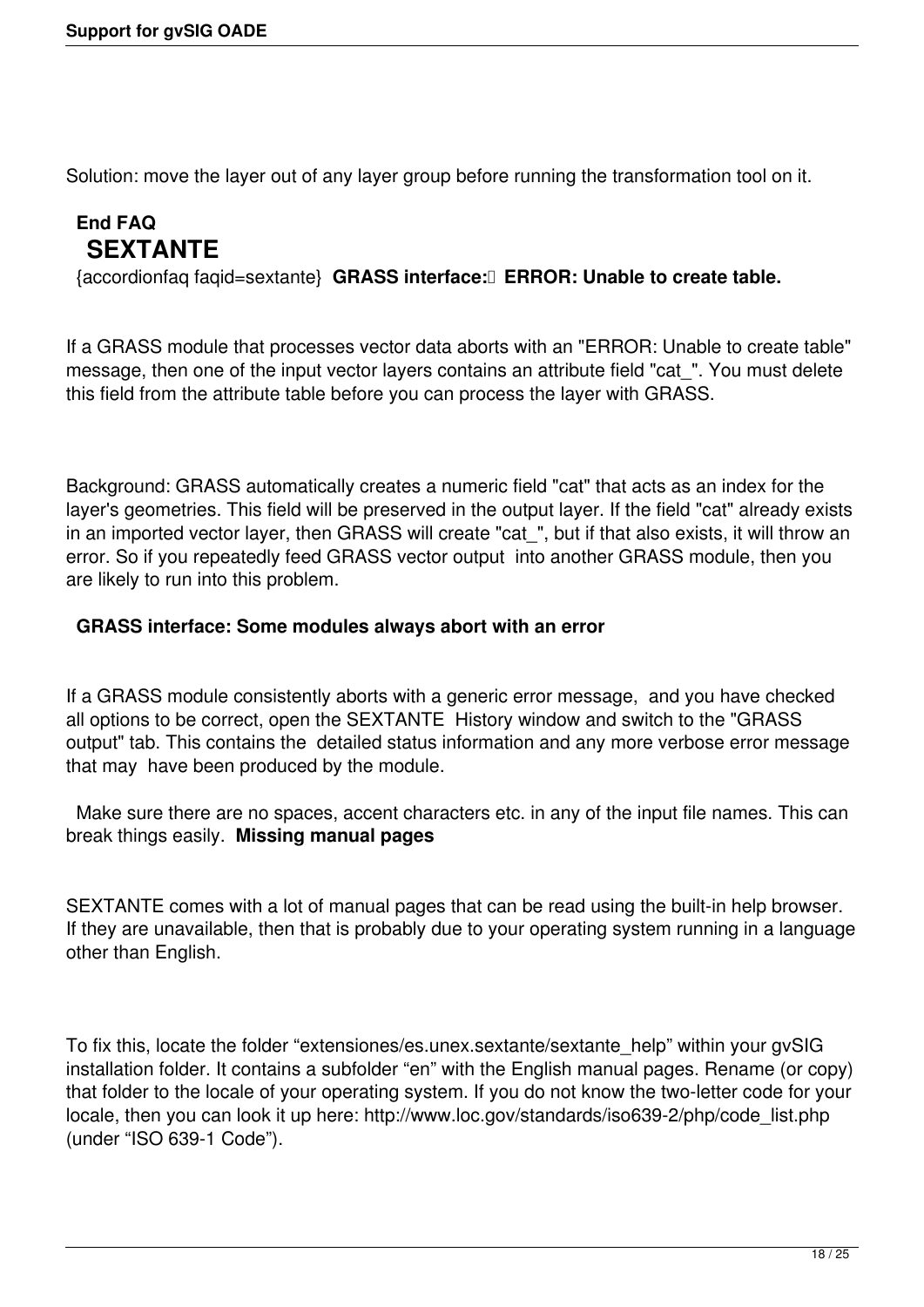Solution: move the layer out of any layer group before running the transformation tool on it.

**End FAQ**

## SEXTANTE

{accordionfaq faqid=sextante} **GRASS interface: ERROR: Unable to create table.**

If a GRASS module that processes vector data aborts with an "ERROR: Unable to create table" message, then one of the input vector layers contains an attribute field "cat_". You must delete this field from the attribute table before you can process the layer with GRASS.

Background: GRASS automatically creates a numeric field "cat" that acts as an index for the layer's geometries. This field will be preserved in the output layer. If the field "cat" already exists in an imported vector layer, then GRASS will create "cat_", but if that also exists, it will throw an error. So if you repeatedly feed GRASS vector output into another GRASS module, then you are likely to run into this problem.

**GRASS interface: Some modules always abort with an error**

If a GRASS module consistently aborts with a generic error message, and you have checked all options to be correct, open the SEXTANTE History window and switch to the "GRASS output" tab. This contains the detailed status information and any more verbose error message that may have been produced by the module.

Make sure there are no spaces, accent characters etc. in any of the input file names. This can break things easily. **Missing manual pages**

SEXTANTE comes with a lot of manual pages that can be read using the built-in help browser. If they are unavailable, then that is probably due to your operating system running in a language other than English.

To fix this, locate the folder “extensiones/es.unex.sextante/sextante_help” within your gvSIG installation folder. It contains a subfolder “en” with the English manual pages. Rename (or copy) that folder to the locale of your operating system. If you do not know the two-letter code for your locale, then you can look it up here: http://www.loc.gov/standards/iso639-2/php/code_list.php (under “ISO 639-1 Code”).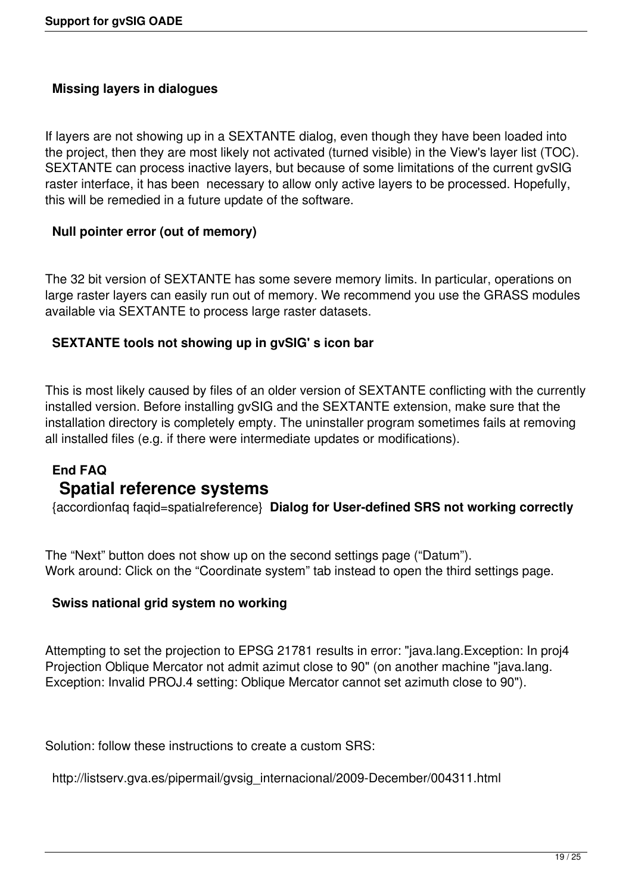**Missing layers in dialogues**

If layers are not showing up in a SEXTANTE dialog, even though they have been loaded into the project, then they are most likely not activated (turned visible) in the View's layer list (TOC). SEXTANTE can process inactive layers, but because of some limitations of the current gvSIG raster interface, it has been necessary to allow only active layers to be processed. Hopefully, this will be remedied in a future update of the software.

**Null pointer error (out of memory)**

The 32 bit version of SEXTANTE has some severe memory limits. In particular, operations on large raster layers can easily run out of memory. We recommend you use the GRASS modules available via SEXTANTE to process large raster datasets.

**SEXTANTE tools not showing up in gvSIG' s icon bar**

This is most likely caused by files of an older version of SEXTANTE conflicting with the currently installed version. Before installing gvSIG and the SEXTANTE extension, make sure that the installation directory is completely empty. The uninstaller program sometimes fails at removing all installed files (e.g. if there were intermediate updates or modifications).

**End FAQ**

## Spatial reference systems

{accordionfaq faqid=spatialreference} **Dialog for User-defined SRS not working correctly**

The “Next” button does not show up on the second settings page (“Datum”).
Work around: Click on the “Coordinate system” tab instead to open the third settings page.

**Swiss national grid system no working**

Attempting to set the projection to EPSG 21781 results in error: "java.lang.Exception: In proj4 Projection Oblique Mercator not admit azimut close to 90" (on another machine "java.lang.Exception: Invalid PROJ.4 setting: Oblique Mercator cannot set azimuth close to 90").

Solution: follow these instructions to create a custom SRS:

http://listserv.gva.es/pipermail/gvsig_internacional/2009-December/004311.html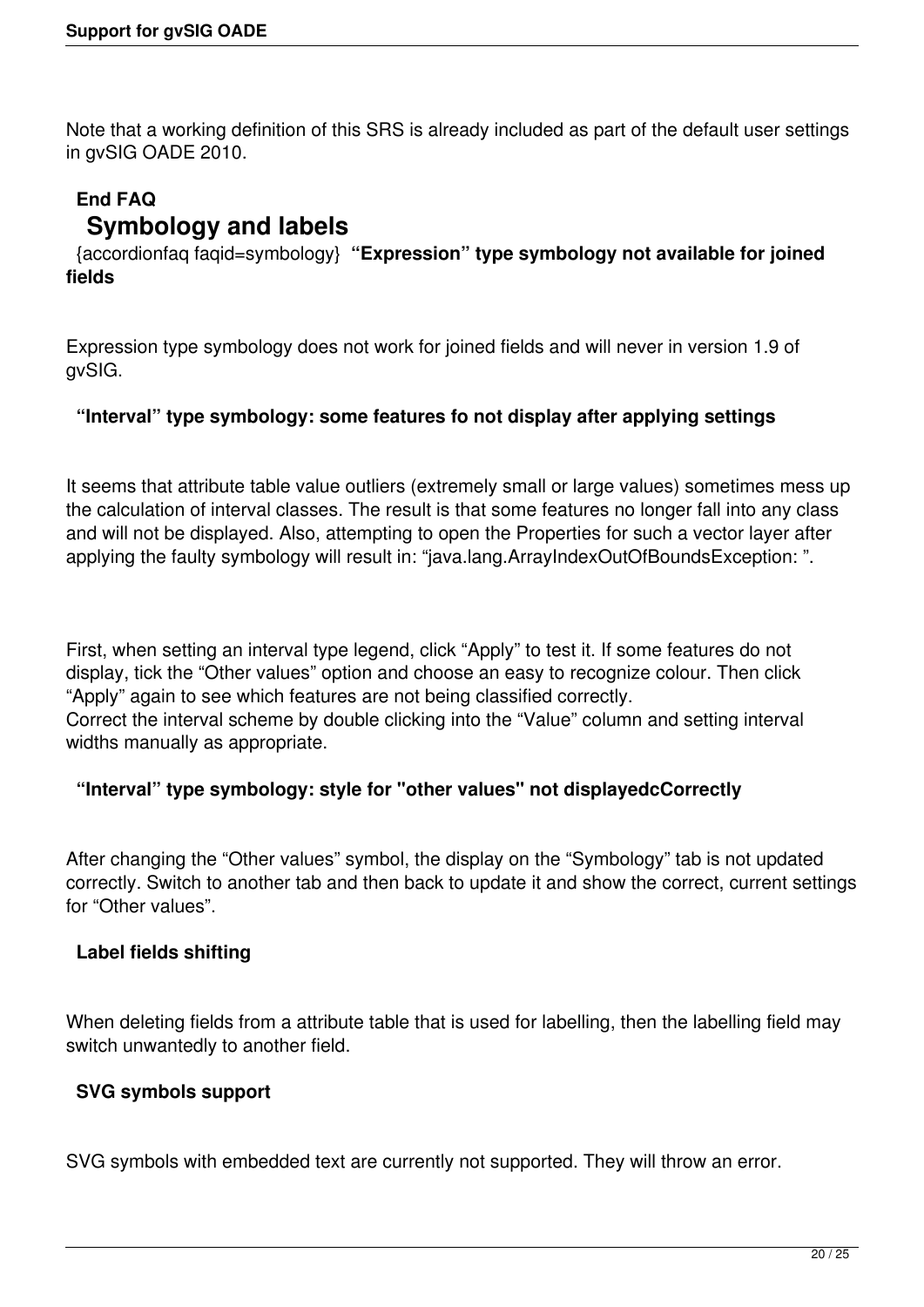Note that a working definition of this SRS is already included as part of the default user settings in gvSIG OADE 2010.

**End FAQ**

## Symbology and labels

{accordionfaq faqid=symbology} **"Expression" type symbology not available for joined fields**

Expression type symbology does not work for joined fields and will never in version 1.9 of gvSIG.

**"Interval" type symbology: some features fo not display after applying settings**

It seems that attribute table value outliers (extremely small or large values) sometimes mess up the calculation of interval classes. The result is that some features no longer fall into any class and will not be displayed. Also, attempting to open the Properties for such a vector layer after applying the faulty symbology will result in: "java.lang.ArrayIndexOutOfBoundsException: ".

First, when setting an interval type legend, click "Apply" to test it. If some features do not display, tick the "Other values" option and choose an easy to recognize colour. Then click "Apply" again to see which features are not being classified correctly.
Correct the interval scheme by double clicking into the "Value" column and setting interval widths manually as appropriate.

**"Interval" type symbology: style for "other values" not displayedcCorrectly**

After changing the "Other values" symbol, the display on the "Symbology" tab is not updated correctly. Switch to another tab and then back to update it and show the correct, current settings for "Other values".

**Label fields shifting**

When deleting fields from a attribute table that is used for labelling, then the labelling field may switch unwantedly to another field.

**SVG symbols support**

SVG symbols with embedded text are currently not supported. They will throw an error.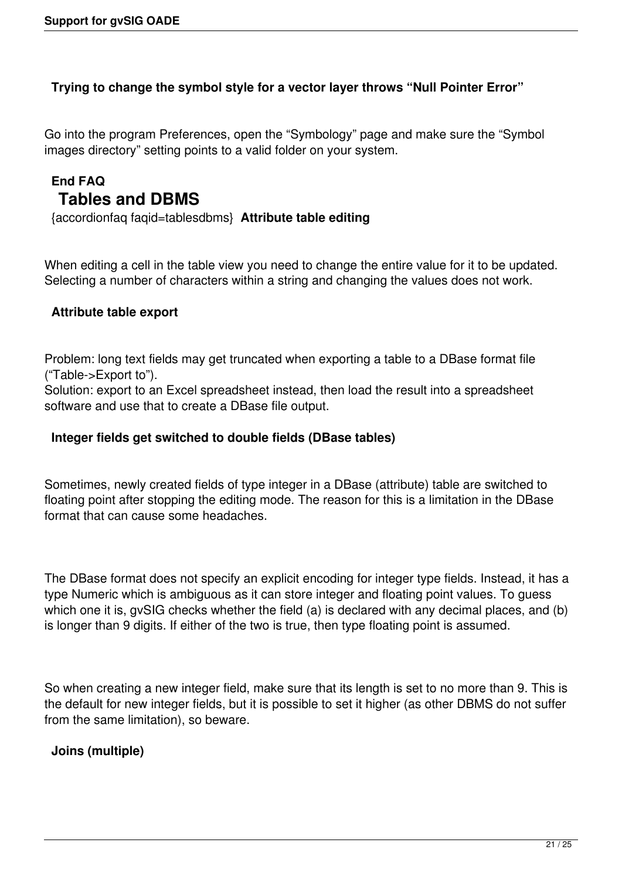### Trying to change the symbol style for a vector layer throws “Null Pointer Error”

Go into the program Preferences, open the “Symbology” page and make sure the “Symbol images directory” setting points to a valid folder on your system.

### End FAQ

## Tables and DBMS

{accordionfaq faqid=tablesdbms} **Attribute table editing**

When editing a cell in the table view you need to change the entire value for it to be updated. Selecting a number of characters within a string and changing the values does not work.

### Attribute table export

Problem: long text fields may get truncated when exporting a table to a DBase format file (“Table->Export to”).
Solution: export to an Excel spreadsheet instead, then load the result into a spreadsheet software and use that to create a DBase file output.

### Integer fields get switched to double fields (DBase tables)

Sometimes, newly created fields of type integer in a DBase (attribute) table are switched to floating point after stopping the editing mode. The reason for this is a limitation in the DBase format that can cause some headaches.

The DBase format does not specify an explicit encoding for integer type fields. Instead, it has a type Numeric which is ambiguous as it can store integer and floating point values. To guess which one it is, gvSIG checks whether the field (a) is declared with any decimal places, and (b) is longer than 9 digits. If either of the two is true, then type floating point is assumed.

So when creating a new integer field, make sure that its length is set to no more than 9. This is the default for new integer fields, but it is possible to set it higher (as other DBMS do not suffer from the same limitation), so beware.

### Joins (multiple)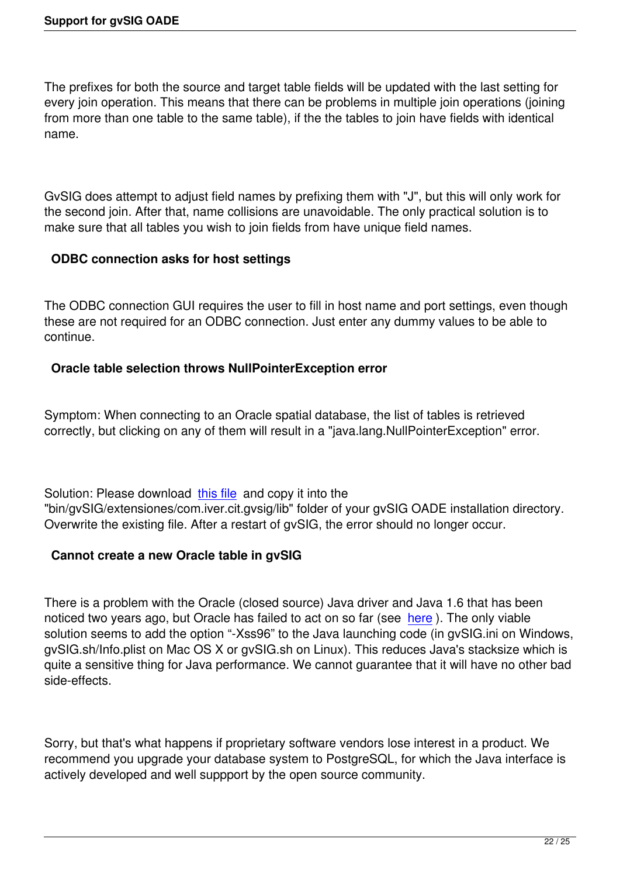The prefixes for both the source and target table fields will be updated with the last setting for every join operation. This means that there can be problems in multiple join operations (joining from more than one table to the same table), if the the tables to join have fields with identical name.

GvSIG does attempt to adjust field names by prefixing them with "J", but this will only work for the second join. After that, name collisions are unavoidable. The only practical solution is to make sure that all tables you wish to join fields from have unique field names.

### ODBC connection asks for host settings

The ODBC connection GUI requires the user to fill in host name and port settings, even though these are not required for an ODBC connection. Just enter any dummy values to be able to continue.

### Oracle table selection throws NullPointerException error

Symptom: When connecting to an Oracle spatial database, the list of tables is retrieved correctly, but clicking on any of them will result in a "java.lang.NullPointerException" error.

Solution: Please download this file and copy it into the "bin/gvSIG/extensiones/com.iver.cit.gvsig/lib" folder of your gvSIG OADE installation directory. Overwrite the existing file. After a restart of gvSIG, the error should no longer occur.

### Cannot create a new Oracle table in gvSIG

There is a problem with the Oracle (closed source) Java driver and Java 1.6 that has been noticed two years ago, but Oracle has failed to act on so far (see here ). The only viable solution seems to add the option “-Xss96” to the Java launching code (in gvSIG.ini on Windows, gvSIG.sh/Info.plist on Mac OS X or gvSIG.sh on Linux). This reduces Java's stacksize which is quite a sensitive thing for Java performance. We cannot guarantee that it will have no other bad side-effects.

Sorry, but that's what happens if proprietary software vendors lose interest in a product. We recommend you upgrade your database system to PostgreSQL, for which the Java interface is actively developed and well suppport by the open source community.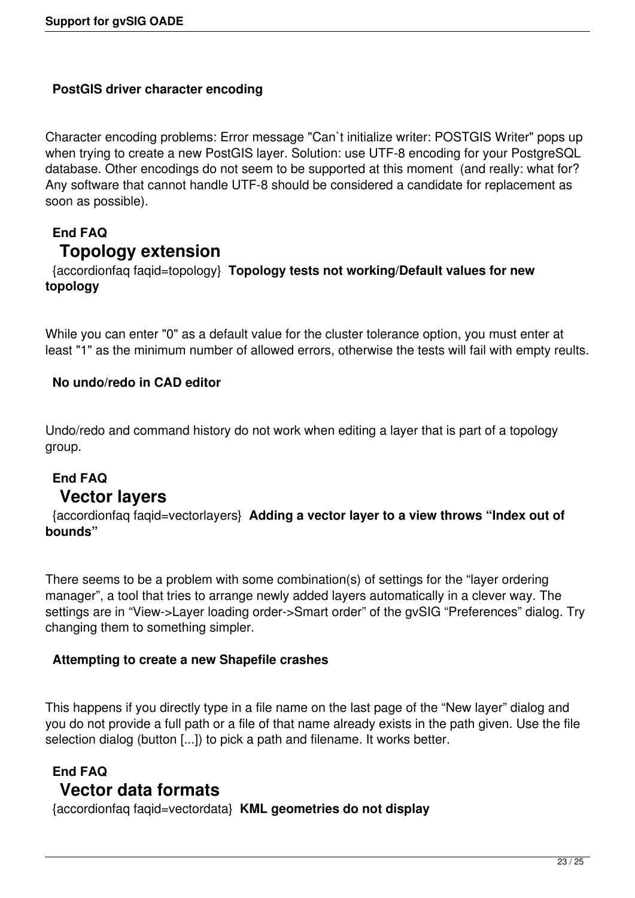**PostGIS driver character encoding**

Character encoding problems: Error message "Can`t initialize writer: POSTGIS Writer" pops up when trying to create a new PostGIS layer. Solution: use UTF-8 encoding for your PostgreSQL database. Other encodings do not seem to be supported at this moment (and really: what for? Any software that cannot handle UTF-8 should be considered a candidate for replacement as soon as possible).

**End FAQ**

## Topology extension

{accordionfaq faqid=topology} **Topology tests not working/Default values for new topology**

While you can enter "0" as a default value for the cluster tolerance option, you must enter at least "1" as the minimum number of allowed errors, otherwise the tests will fail with empty reults.

**No undo/redo in CAD editor**

Undo/redo and command history do not work when editing a layer that is part of a topology group.

**End FAQ**

## Vector layers

{accordionfaq faqid=vectorlayers} **Adding a vector layer to a view throws “Index out of bounds”**

There seems to be a problem with some combination(s) of settings for the “layer ordering manager”, a tool that tries to arrange newly added layers automatically in a clever way. The settings are in “View->Layer loading order->Smart order” of the gvSIG “Preferences” dialog. Try changing them to something simpler.

**Attempting to create a new Shapefile crashes**

This happens if you directly type in a file name on the last page of the “New layer” dialog and you do not provide a full path or a file of that name already exists in the path given. Use the file selection dialog (button [...]) to pick a path and filename. It works better.

**End FAQ**

## Vector data formats

{accordionfaq faqid=vectordata} **KML geometries do not display**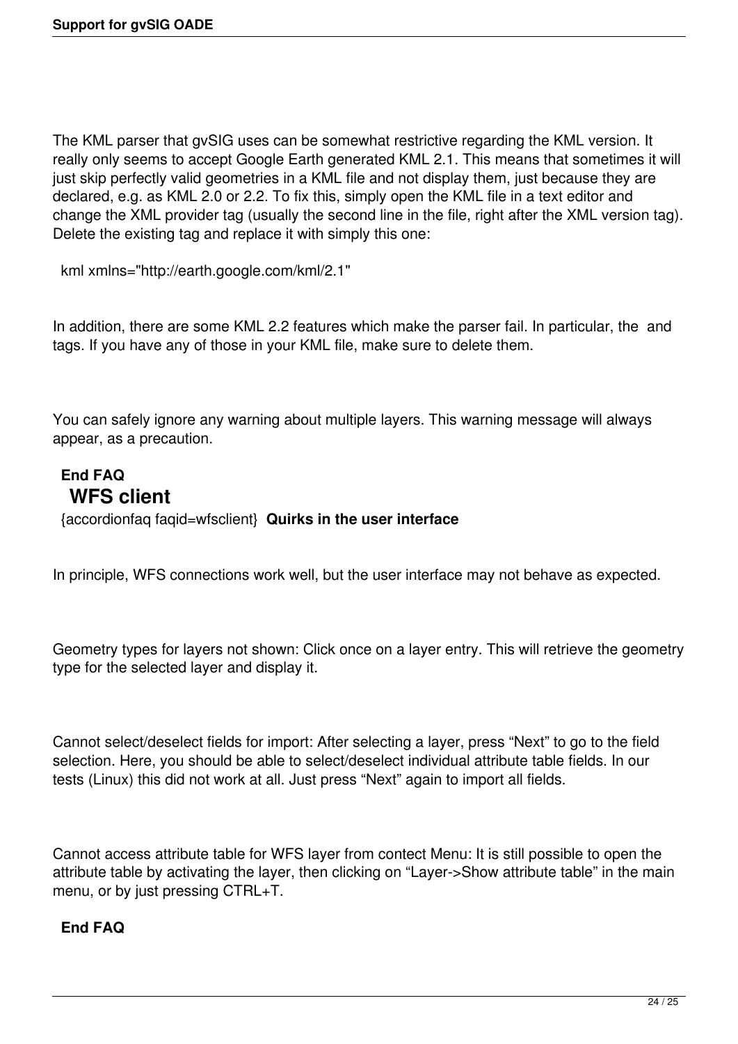The KML parser that gvSIG uses can be somewhat restrictive regarding the KML version. It really only seems to accept Google Earth generated KML 2.1. This means that sometimes it will just skip perfectly valid geometries in a KML file and not display them, just because they are declared, e.g. as KML 2.0 or 2.2. To fix this, simply open the KML file in a text editor and change the XML provider tag (usually the second line in the file, right after the XML version tag). Delete the existing tag and replace it with simply this one:

```
kml xmlns="http://earth.google.com/kml/2.1"
```

In addition, there are some KML 2.2 features which make the parser fail. In particular, the  and tags. If you have any of those in your KML file, make sure to delete them.

You can safely ignore any warning about multiple layers. This warning message will always appear, as a precaution.

**End FAQ**

## WFS client

{accordionfaq faqid=wfsclient} **Quirks in the user interface**

In principle, WFS connections work well, but the user interface may not behave as expected.

Geometry types for layers not shown: Click once on a layer entry. This will retrieve the geometry type for the selected layer and display it.

Cannot select/deselect fields for import: After selecting a layer, press “Next” to go to the field selection. Here, you should be able to select/deselect individual attribute table fields. In our tests (Linux) this did not work at all. Just press “Next” again to import all fields.

Cannot access attribute table for WFS layer from contect Menu: It is still possible to open the attribute table by activating the layer, then clicking on “Layer->Show attribute table” in the main menu, or by just pressing CTRL+T.

**End FAQ**